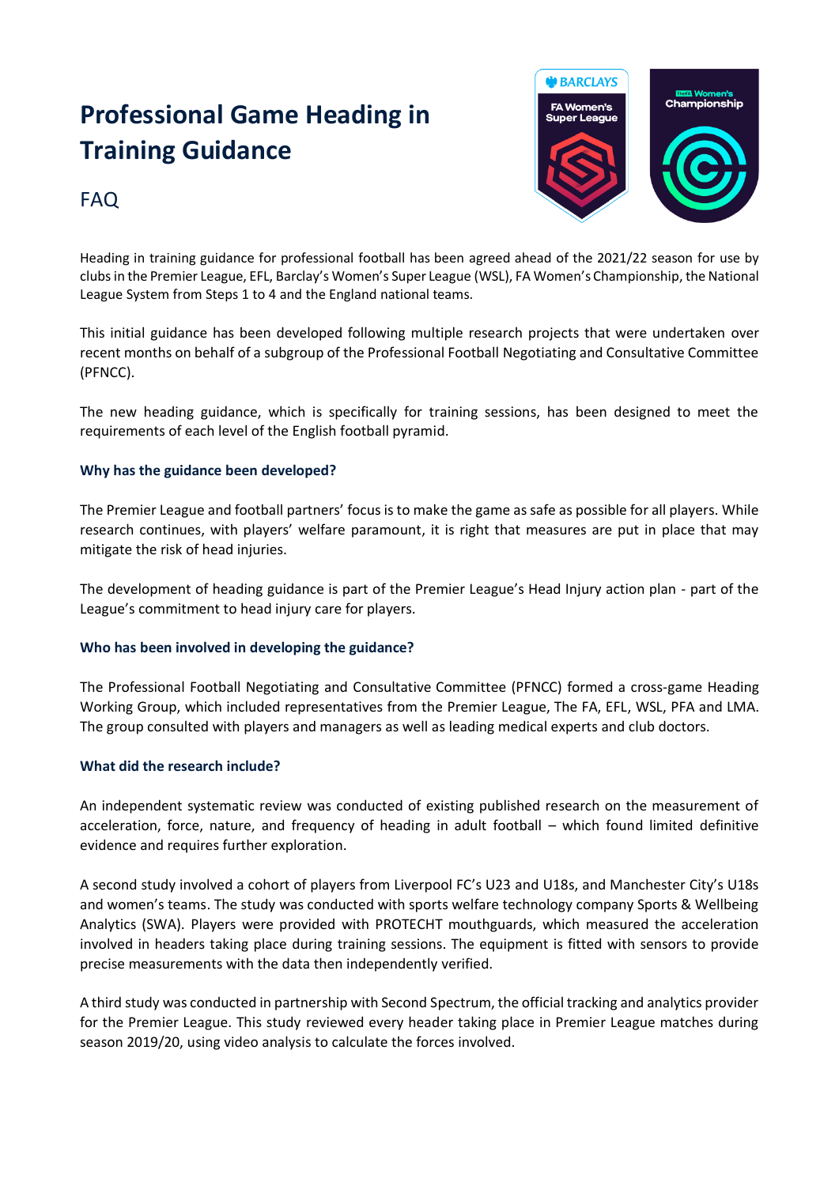# Professional Game Heading in Training Guidance

## FAQ

Heading in training guidance for professional football has been agreed ahead of the 2021/22 season for use by clubs in the Premier League, EFL, Barclay's Women's Super League (WSL), FA Women's Championship, the National League System from Steps 1 to 4 and the England national teams.

This initial guidance has been developed following multiple research projects that were undertaken over recent months on behalf of a subgroup of the Professional Football Negotiating and Consultative Committee (PFNCC).

The new heading guidance, which is specifically for training sessions, has been designed to meet the requirements of each level of the English football pyramid.

### Why has the guidance been developed?

The Premier League and football partners' focus is to make the game as safe as possible for all players. While research continues, with players' welfare paramount, it is right that measures are put in place that may mitigate the risk of head injuries.

The development of heading guidance is part of the Premier League's Head Injury action plan - part of the League's commitment to head injury care for players.

### Who has been involved in developing the guidance?

The Professional Football Negotiating and Consultative Committee (PFNCC) formed a cross-game Heading Working Group, which included representatives from the Premier League, The FA, EFL, WSL, PFA and LMA. The group consulted with players and managers as well as leading medical experts and club doctors.

### What did the research include?

An independent systematic review was conducted of existing published research on the measurement of acceleration, force, nature, and frequency of heading in adult football – which found limited definitive evidence and requires further exploration.

A second study involved a cohort of players from Liverpool FC's U23 and U18s, and Manchester City's U18s and women's teams. The study was conducted with sports welfare technology company Sports & Wellbeing Analytics (SWA). Players were provided with PROTECHT mouthguards, which measured the acceleration involved in headers taking place during training sessions. The equipment is fitted with sensors to provide precise measurements with the data then independently verified.

A third study was conducted in partnership with Second Spectrum, the official tracking and analytics provider for the Premier League. This study reviewed every header taking place in Premier League matches during season 2019/20, using video analysis to calculate the forces involved.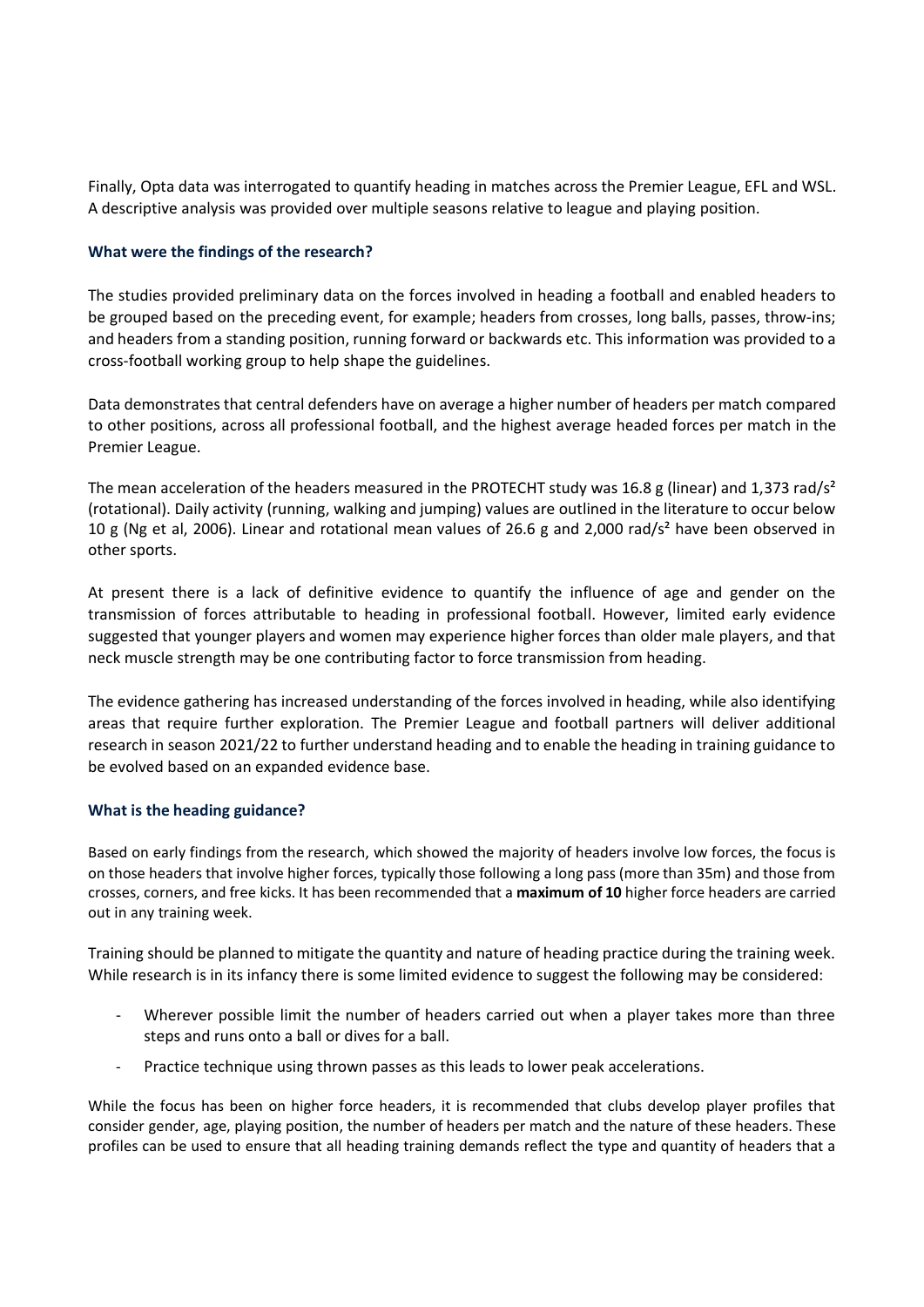Finally, Opta data was interrogated to quantify heading in matches across the Premier League, EFL and WSL. A descriptive analysis was provided over multiple seasons relative to league and playing position.

### What were the findings of the research?

The studies provided preliminary data on the forces involved in heading a football and enabled headers to be grouped based on the preceding event, for example; headers from crosses, long balls, passes, throw-ins; and headers from a standing position, running forward or backwards etc. This information was provided to a cross-football working group to help shape the guidelines.

Data demonstrates that central defenders have on average a higher number of headers per match compared to other positions, across all professional football, and the highest average headed forces per match in the Premier League.

The mean acceleration of the headers measured in the PROTECHT study was 16.8 g (linear) and 1,373 rad/s$^2$ (rotational). Daily activity (running, walking and jumping) values are outlined in the literature to occur below 10 g (Ng et al, 2006). Linear and rotational mean values of 26.6 g and 2,000 rad/s$^2$ have been observed in other sports.

At present there is a lack of definitive evidence to quantify the influence of age and gender on the transmission of forces attributable to heading in professional football. However, limited early evidence suggested that younger players and women may experience higher forces than older male players, and that neck muscle strength may be one contributing factor to force transmission from heading.

The evidence gathering has increased understanding of the forces involved in heading, while also identifying areas that require further exploration. The Premier League and football partners will deliver additional research in season 2021/22 to further understand heading and to enable the heading in training guidance to be evolved based on an expanded evidence base.

### What is the heading guidance?

Based on early findings from the research, which showed the majority of headers involve low forces, the focus is on those headers that involve higher forces, typically those following a long pass (more than 35m) and those from crosses, corners, and free kicks. It has been recommended that a **maximum of 10** higher force headers are carried out in any training week.

Training should be planned to mitigate the quantity and nature of heading practice during the training week. While research is in its infancy there is some limited evidence to suggest the following may be considered:

- Wherever possible limit the number of headers carried out when a player takes more than three steps and runs onto a ball or dives for a ball.
- Practice technique using thrown passes as this leads to lower peak accelerations.

While the focus has been on higher force headers, it is recommended that clubs develop player profiles that consider gender, age, playing position, the number of headers per match and the nature of these headers. These profiles can be used to ensure that all heading training demands reflect the type and quantity of headers that a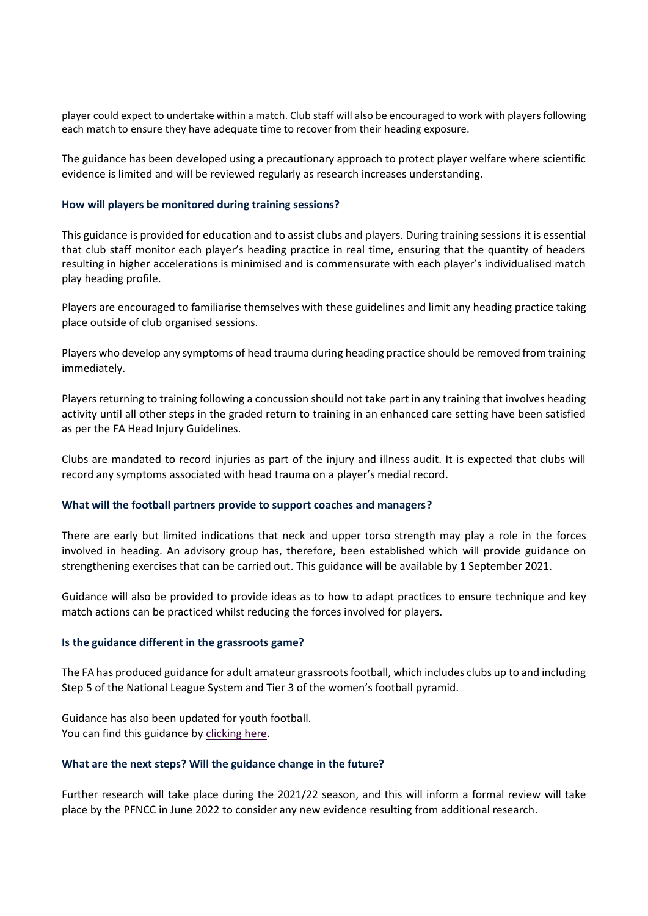player could expect to undertake within a match. Club staff will also be encouraged to work with players following each match to ensure they have adequate time to recover from their heading exposure.

The guidance has been developed using a precautionary approach to protect player welfare where scientific evidence is limited and will be reviewed regularly as research increases understanding.

### How will players be monitored during training sessions?

This guidance is provided for education and to assist clubs and players. During training sessions it is essential that club staff monitor each player's heading practice in real time, ensuring that the quantity of headers resulting in higher accelerations is minimised and is commensurate with each player's individualised match play heading profile.

Players are encouraged to familiarise themselves with these guidelines and limit any heading practice taking place outside of club organised sessions.

Players who develop any symptoms of head trauma during heading practice should be removed from training immediately.

Players returning to training following a concussion should not take part in any training that involves heading activity until all other steps in the graded return to training in an enhanced care setting have been satisfied as per the FA Head Injury Guidelines.

Clubs are mandated to record injuries as part of the injury and illness audit. It is expected that clubs will record any symptoms associated with head trauma on a player's medial record.

### What will the football partners provide to support coaches and managers?

There are early but limited indications that neck and upper torso strength may play a role in the forces involved in heading. An advisory group has, therefore, been established which will provide guidance on strengthening exercises that can be carried out. This guidance will be available by 1 September 2021.

Guidance will also be provided to provide ideas as to how to adapt practices to ensure technique and key match actions can be practiced whilst reducing the forces involved for players.

### Is the guidance different in the grassroots game?

The FA has produced guidance for adult amateur grassroots football, which includes clubs up to and including Step 5 of the National League System and Tier 3 of the women's football pyramid.

Guidance has also been updated for youth football.
You can find this guidance by clicking here.

### What are the next steps? Will the guidance change in the future?

Further research will take place during the 2021/22 season, and this will inform a formal review will take place by the PFNCC in June 2022 to consider any new evidence resulting from additional research.